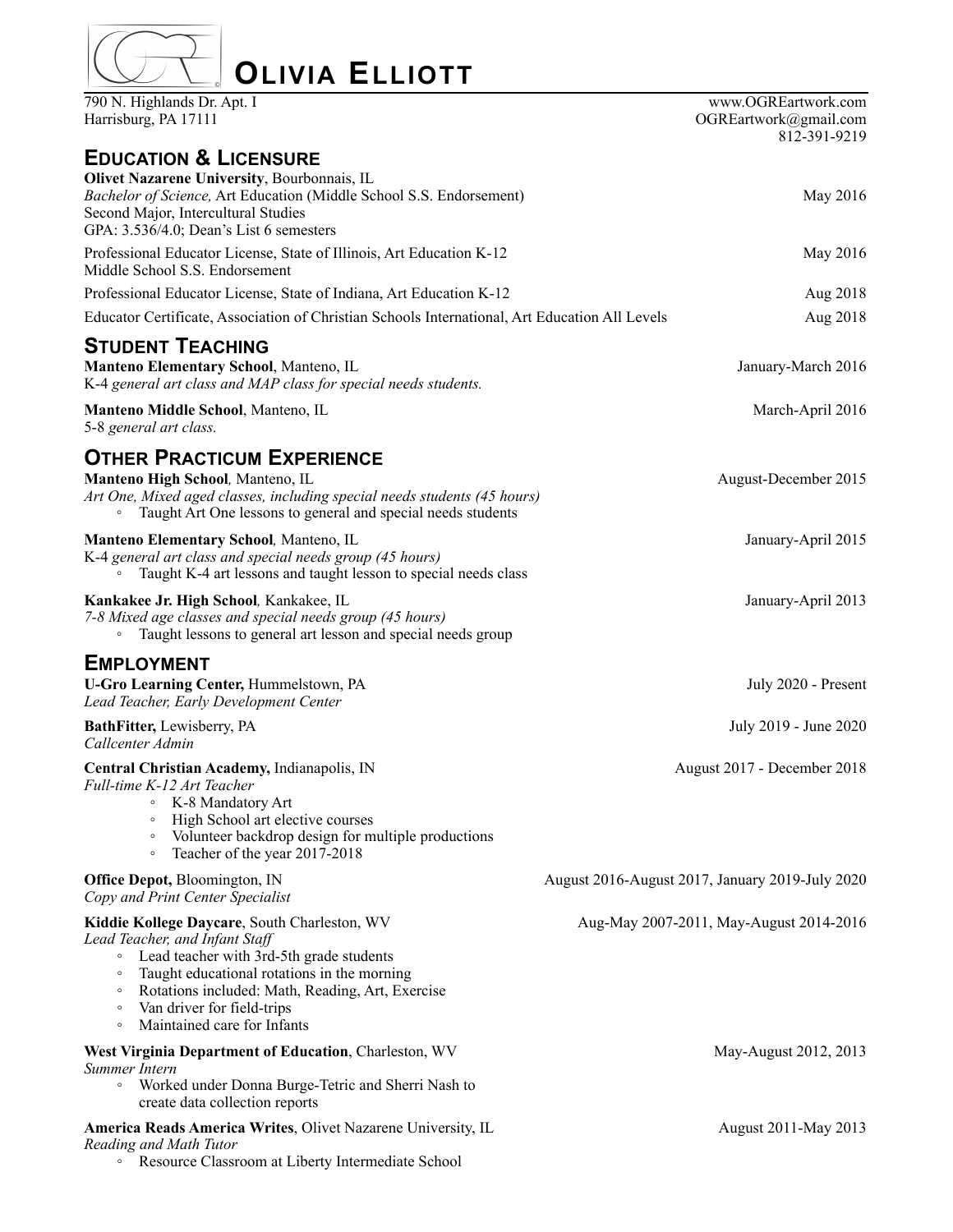# Olivia Elliott

790 N. Highlands Dr. Apt. I
Harrisburg, PA 17111

www.OGREartwork.com
OGREartwork@gmail.com
812-391-9219

## Education & Licensure

**Olivet Nazarene University**, Bourbonnais, IL
*Bachelor of Science,* Art Education (Middle School S.S. Endorsement) — May 2016
Second Major, Intercultural Studies
GPA: 3.536/4.0; Dean's List 6 semesters

Professional Educator License, State of Illinois, Art Education K-12 — May 2016
Middle School S.S. Endorsement

Professional Educator License, State of Indiana, Art Education K-12 — Aug 2018

Educator Certificate, Association of Christian Schools International, Art Education All Levels — Aug 2018

## Student Teaching

**Manteno Elementary School**, Manteno, IL — January-March 2016
K-4 *general art class and MAP class for special needs students.*

**Manteno Middle School**, Manteno, IL — March-April 2016
5-8 *general art class.*

## Other Practicum Experience

**Manteno High School**, Manteno, IL — August-December 2015
*Art One, Mixed aged classes, including special needs students (45 hours)*
- Taught Art One lessons to general and special needs students

**Manteno Elementary School**, Manteno, IL — January-April 2015
K-4 *general art class and special needs group (45 hours)*
- Taught K-4 art lessons and taught lesson to special needs class

**Kankakee Jr. High School**, Kankakee, IL — January-April 2013
*7-8 Mixed age classes and special needs group (45 hours)*
- Taught lessons to general art lesson and special needs group

## Employment

**U-Gro Learning Center,** Hummelstown, PA — July 2020 - Present
*Lead Teacher, Early Development Center*

**BathFitter,** Lewisberry, PA — July 2019 - June 2020
*Callcenter Admin*

**Central Christian Academy,** Indianapolis, IN — August 2017 - December 2018
*Full-time K-12 Art Teacher*
- K-8 Mandatory Art
- High School art elective courses
- Volunteer backdrop design for multiple productions
- Teacher of the year 2017-2018

**Office Depot,** Bloomington, IN — August 2016-August 2017, January 2019-July 2020
*Copy and Print Center Specialist*

**Kiddie Kollege Daycare**, South Charleston, WV — Aug-May 2007-2011, May-August 2014-2016
*Lead Teacher, and Infant Staff*
- Lead teacher with 3rd-5th grade students
- Taught educational rotations in the morning
- Rotations included: Math, Reading, Art, Exercise
- Van driver for field-trips
- Maintained care for Infants

**West Virginia Department of Education**, Charleston, WV — May-August 2012, 2013
*Summer Intern*
- Worked under Donna Burge-Tetric and Sherri Nash to create data collection reports

**America Reads America Writes**, Olivet Nazarene University, IL — August 2011-May 2013
*Reading and Math Tutor*
- Resource Classroom at Liberty Intermediate School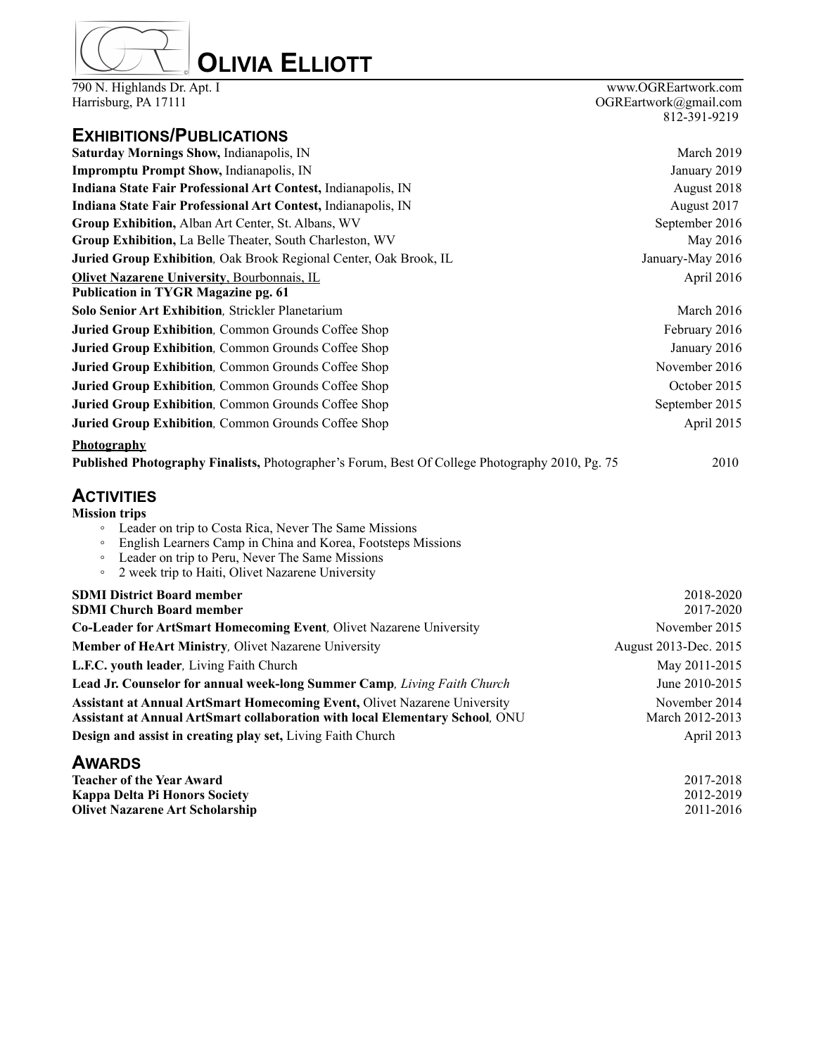# Olivia Elliott

790 N. Highlands Dr. Apt. I
Harrisburg, PA 17111

www.OGREartwork.com
OGREartwork@gmail.com
812-391-9219

## Exhibitions/Publications

**Saturday Mornings Show,** Indianapolis, IN — March 2019
**Impromptu Prompt Show,** Indianapolis, IN — January 2019
**Indiana State Fair Professional Art Contest,** Indianapolis, IN — August 2018
**Indiana State Fair Professional Art Contest,** Indianapolis, IN — August 2017
**Group Exhibition,** Alban Art Center, St. Albans, WV — September 2016
**Group Exhibition,** La Belle Theater, South Charleston, WV — May 2016
**Juried Group Exhibition***,* Oak Brook Regional Center, Oak Brook, IL — January-May 2016

**Olivet Nazarene University**, Bourbonnais, IL — April 2016
**Publication in TYGR Magazine pg. 61**
**Solo Senior Art Exhibition***,* Strickler Planetarium — March 2016
**Juried Group Exhibition***,* Common Grounds Coffee Shop — February 2016
**Juried Group Exhibition***,* Common Grounds Coffee Shop — January 2016
**Juried Group Exhibition***,* Common Grounds Coffee Shop — November 2016
**Juried Group Exhibition***,* Common Grounds Coffee Shop — October 2015
**Juried Group Exhibition***,* Common Grounds Coffee Shop — September 2015
**Juried Group Exhibition***,* Common Grounds Coffee Shop — April 2015

**Photography**
**Published Photography Finalists,** Photographer's Forum, Best Of College Photography 2010, Pg. 75 — 2010

## Activities

**Mission trips**

- Leader on trip to Costa Rica, Never The Same Missions
- English Learners Camp in China and Korea, Footsteps Missions
- Leader on trip to Peru, Never The Same Missions
- 2 week trip to Haiti, Olivet Nazarene University

**SDMI District Board member** — 2018-2020
**SDMI Church Board member** — 2017-2020
**Co-Leader for ArtSmart Homecoming Event***,* Olivet Nazarene University — November 2015
**Member of HeArt Ministry***,* Olivet Nazarene University — August 2013-Dec. 2015
**L.F.C. youth leader***,* Living Faith Church — May 2011-2015
**Lead Jr. Counselor for annual week-long Summer Camp***, Living Faith Church* — June 2010-2015
**Assistant at Annual ArtSmart Homecoming Event,** Olivet Nazarene University — November 2014
**Assistant at Annual ArtSmart collaboration with local Elementary School***,* ONU — March 2012-2013
**Design and assist in creating play set,** Living Faith Church — April 2013

## Awards

**Teacher of the Year Award** — 2017-2018
**Kappa Delta Pi Honors Society** — 2012-2019
**Olivet Nazarene Art Scholarship** — 2011-2016